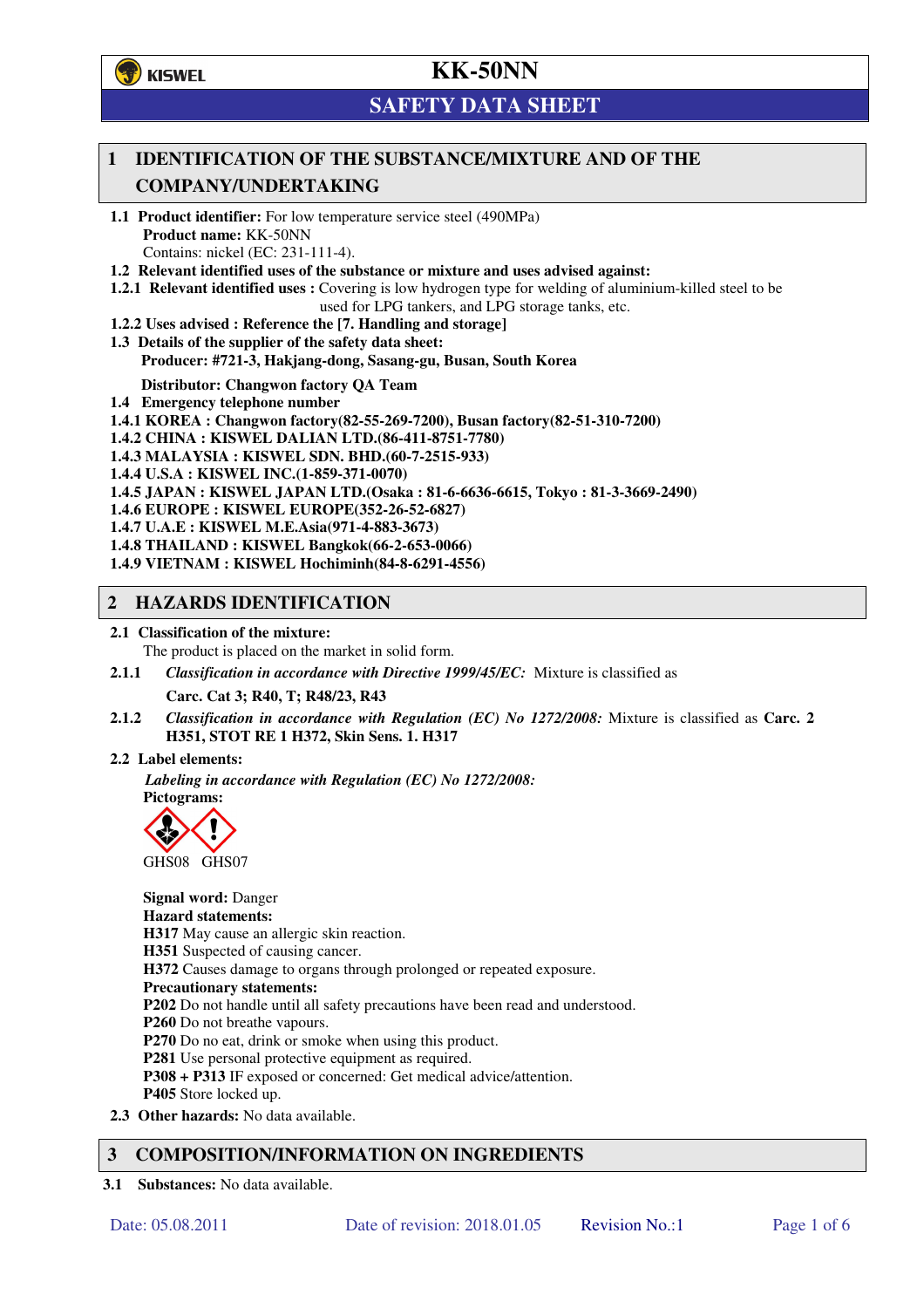# KK-50NN

## SAFETY DATA SHEET

## 1 IDENTIFICATION OF THE SUBSTANCE/MIXTURE AND OF THE COMPANY/UNDERTAKING

**1.1 Product identifier:** For low temperature service steel (490MPa)
**Product name:** KK-50NN
Contains: nickel (EC: 231-111-4).

**1.2 Relevant identified uses of the substance or mixture and uses advised against:**

**1.2.1 Relevant identified uses :** Covering is low hydrogen type for welding of aluminium-killed steel to be used for LPG tankers, and LPG storage tanks, etc.

**1.2.2 Uses advised : Reference the [7. Handling and storage]**

**1.3 Details of the supplier of the safety data sheet:**
**Producer: #721-3, Hakjang-dong, Sasang-gu, Busan, South Korea**

**Distributor: Changwon factory QA Team**

**1.4 Emergency telephone number**

**1.4.1 KOREA : Changwon factory(82-55-269-7200), Busan factory(82-51-310-7200)**
**1.4.2 CHINA : KISWEL DALIAN LTD.(86-411-8751-7780)**
**1.4.3 MALAYSIA : KISWEL SDN. BHD.(60-7-2515-933)**
**1.4.4 U.S.A : KISWEL INC.(1-859-371-0070)**
**1.4.5 JAPAN : KISWEL JAPAN LTD.(Osaka : 81-6-6636-6615, Tokyo : 81-3-3669-2490)**
**1.4.6 EUROPE : KISWEL EUROPE(352-26-52-6827)**
**1.4.7 U.A.E : KISWEL M.E.Asia(971-4-883-3673)**
**1.4.8 THAILAND : KISWEL Bangkok(66-2-653-0066)**
**1.4.9 VIETNAM : KISWEL Hochiminh(84-8-6291-4556)**

## 2 HAZARDS IDENTIFICATION

**2.1 Classification of the mixture:**
The product is placed on the market in solid form.

**2.1.1** *Classification in accordance with Directive 1999/45/EC:* Mixture is classified as

**Carc. Cat 3; R40, T; R48/23, R43**

**2.1.2** *Classification in accordance with Regulation (EC) No 1272/2008:* Mixture is classified as **Carc. 2 H351, STOT RE 1 H372, Skin Sens. 1. H317**

**2.2 Label elements:**

*Labeling in accordance with Regulation (EC) No 1272/2008:*
**Pictograms:**

GHS08 GHS07

**Signal word:** Danger
**Hazard statements:**
**H317** May cause an allergic skin reaction.
**H351** Suspected of causing cancer.
**H372** Causes damage to organs through prolonged or repeated exposure.
**Precautionary statements:**
**P202** Do not handle until all safety precautions have been read and understood.
**P260** Do not breathe vapours.
**P270** Do no eat, drink or smoke when using this product.
**P281** Use personal protective equipment as required.
**P308 + P313** IF exposed or concerned: Get medical advice/attention.
**P405** Store locked up.

**2.3 Other hazards:** No data available.

## 3 COMPOSITION/INFORMATION ON INGREDIENTS

**3.1 Substances:** No data available.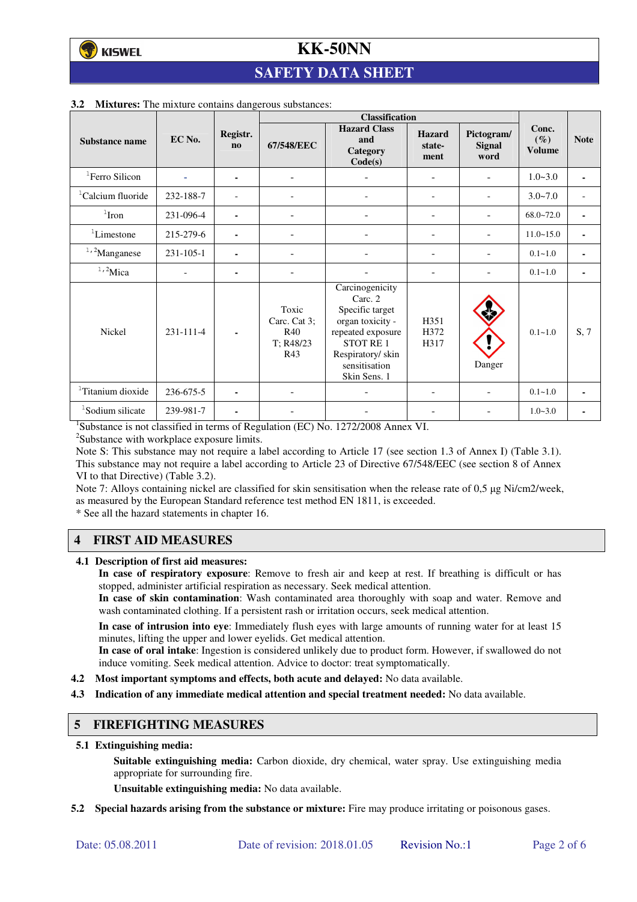**3.2 Mixtures:** The mixture contains dangerous substances:

| Substance name | EC No. | Registr. no | Classification | | | | Conc. (%) Volume | Note |
|---|---|---|---|---|---|---|---|---|
| | | | 67/548/EEC | Hazard Class and Category Code(s) | Hazard statement | Pictogram/ Signal word | | |
| [1]Ferro Silicon | - | - | - | - | - | - | 1.0~3.0 | - |
| [1]Calcium fluoride | 232-188-7 | - | - | - | - | - | 3.0~7.0 | - |
| [1]Iron | 231-096-4 | - | - | - | - | - | 68.0~72.0 | - |
| [1]Limestone | 215-279-6 | - | - | - | - | - | 11.0~15.0 | - |
| [1,2]Manganese | 231-105-1 | - | - | - | - | - | 0.1~1.0 | - |
| [1,2]Mica | - | - | - | - | - | - | 0.1~1.0 | - |
| Nickel | 231-111-4 | - | Toxic Carc. Cat 3; R40 T; R48/23 R43 | Carcinogenicity Carc. 2 Specific target organ toxicity - repeated exposure STOT RE 1 Respiratory/ skin sensitisation Skin Sens. 1 | H351 H372 H317 | Danger | 0.1~1.0 | S, 7 |
| [1]Titanium dioxide | 236-675-5 | - | - | - | - | - | 0.1~1.0 | - |
| [1]Sodium silicate | 239-981-7 | - | - | - | - | - | 1.0~3.0 | - |

[1]Substance is not classified in terms of Regulation (EC) No. 1272/2008 Annex VI.
[2]Substance with workplace exposure limits.
Note S: This substance may not require a label according to Article 17 (see section 1.3 of Annex I) (Table 3.1). This substance may not require a label according to Article 23 of Directive 67/548/EEC (see section 8 of Annex VI to that Directive) (Table 3.2).
Note 7: Alloys containing nickel are classified for skin sensitisation when the release rate of 0,5 µg Ni/cm2/week, as measured by the European Standard reference test method EN 1811, is exceeded.
* See all the hazard statements in chapter 16.

## 4 FIRST AID MEASURES

**4.1 Description of first aid measures:**

**In case of respiratory exposure**: Remove to fresh air and keep at rest. If breathing is difficult or has stopped, administer artificial respiration as necessary. Seek medical attention.
**In case of skin contamination**: Wash contaminated area thoroughly with soap and water. Remove and wash contaminated clothing. If a persistent rash or irritation occurs, seek medical attention.
**In case of intrusion into eye**: Immediately flush eyes with large amounts of running water for at least 15 minutes, lifting the upper and lower eyelids. Get medical attention.
**In case of oral intake**: Ingestion is considered unlikely due to product form. However, if swallowed do not induce vomiting. Seek medical attention. Advice to doctor: treat symptomatically.

**4.2 Most important symptoms and effects, both acute and delayed:** No data available.

**4.3 Indication of any immediate medical attention and special treatment needed:** No data available.

## 5 FIREFIGHTING MEASURES

**5.1 Extinguishing media:**

**Suitable extinguishing media:** Carbon dioxide, dry chemical, water spray. Use extinguishing media appropriate for surrounding fire.

**Unsuitable extinguishing media:** No data available.

**5.2 Special hazards arising from the substance or mixture:** Fire may produce irritating or poisonous gases.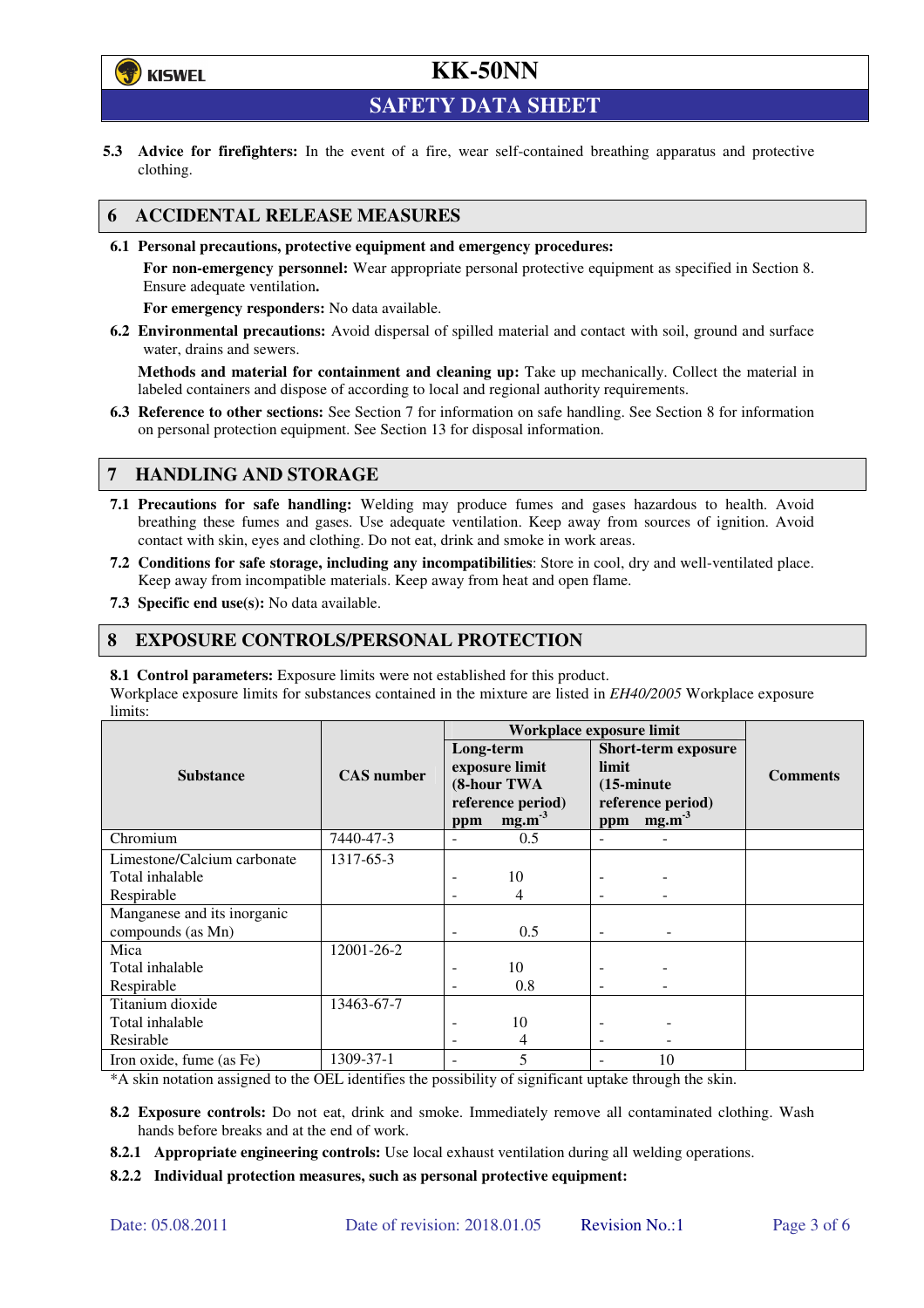**5.3 Advice for firefighters:** In the event of a fire, wear self-contained breathing apparatus and protective clothing.

## 6 ACCIDENTAL RELEASE MEASURES

**6.1 Personal precautions, protective equipment and emergency procedures:**

**For non-emergency personnel:** Wear appropriate personal protective equipment as specified in Section 8. Ensure adequate ventilation**.**

**For emergency responders:** No data available.

**6.2 Environmental precautions:** Avoid dispersal of spilled material and contact with soil, ground and surface water, drains and sewers.

**Methods and material for containment and cleaning up:** Take up mechanically. Collect the material in labeled containers and dispose of according to local and regional authority requirements.

**6.3 Reference to other sections:** See Section 7 for information on safe handling. See Section 8 for information on personal protection equipment. See Section 13 for disposal information.

## 7 HANDLING AND STORAGE

**7.1 Precautions for safe handling:** Welding may produce fumes and gases hazardous to health. Avoid breathing these fumes and gases. Use adequate ventilation. Keep away from sources of ignition. Avoid contact with skin, eyes and clothing. Do not eat, drink and smoke in work areas.

**7.2 Conditions for safe storage, including any incompatibilities**: Store in cool, dry and well-ventilated place. Keep away from incompatible materials. Keep away from heat and open flame.

**7.3 Specific end use(s):** No data available.

## 8 EXPOSURE CONTROLS/PERSONAL PROTECTION

**8.1 Control parameters:** Exposure limits were not established for this product.
Workplace exposure limits for substances contained in the mixture are listed in *EH40/2005* Workplace exposure limits:

| Substance | CAS number | Workplace exposure limit | | | | Comments |
|---|---|---|---|---|---|---|
| | | Long-term exposure limit (8-hour TWA reference period) | | Short-term exposure limit (15-minute reference period) | | |
| | | ppm | $mg.m^{-3}$ | ppm | $mg.m^{-3}$ | |
| Chromium | 7440-47-3 | - | 0.5 | - | - | |
| Limestone/Calcium carbonate<br>Total inhalable<br>Respirable | 1317-65-3 | <br>-<br>- | <br>10<br>4 | <br>-<br>- | <br>-<br>- | |
| Manganese and its inorganic compounds (as Mn) | | - | 0.5 | - | - | |
| Mica<br>Total inhalable<br>Respirable | 12001-26-2 | <br>-<br>- | <br>10<br>0.8 | <br>-<br>- | <br>-<br>- | |
| Titanium dioxide<br>Total inhalable<br>Resirable | 13463-67-7 | <br>-<br>- | <br>10<br>4 | <br>-<br>- | <br>-<br>- | |
| Iron oxide, fume (as Fe) | 1309-37-1 | - | 5 | - | 10 | |

*A skin notation assigned to the OEL identifies the possibility of significant uptake through the skin.

**8.2 Exposure controls:** Do not eat, drink and smoke. Immediately remove all contaminated clothing. Wash hands before breaks and at the end of work.

**8.2.1 Appropriate engineering controls:** Use local exhaust ventilation during all welding operations.

**8.2.2 Individual protection measures, such as personal protective equipment:**

Date: 05.08.2011 Date of revision: 2018.01.05 Revision No.:1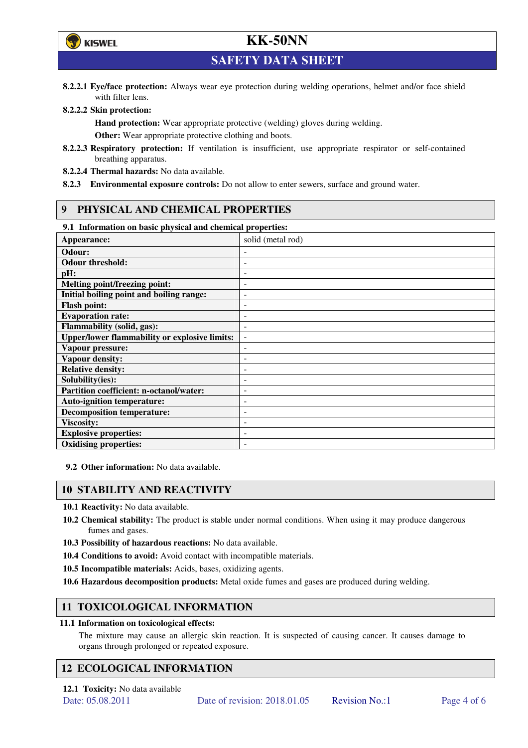**8.2.2.1 Eye/face protection:** Always wear eye protection during welding operations, helmet and/or face shield with filter lens.

**8.2.2.2 Skin protection:**

**Hand protection:** Wear appropriate protective (welding) gloves during welding.

**Other:** Wear appropriate protective clothing and boots.

**8.2.2.3 Respiratory protection:** If ventilation is insufficient, use appropriate respirator or self-contained breathing apparatus.

**8.2.2.4 Thermal hazards:** No data available.

**8.2.3 Environmental exposure controls:** Do not allow to enter sewers, surface and ground water.

## 9 PHYSICAL AND CHEMICAL PROPERTIES

**9.1 Information on basic physical and chemical properties:**

| | |
|---|---|
| **Appearance:** | solid (metal rod) |
| **Odour:** | - |
| **Odour threshold:** | - |
| **pH:** | - |
| **Melting point/freezing point:** | - |
| **Initial boiling point and boiling range:** | - |
| **Flash point:** | - |
| **Evaporation rate:** | - |
| **Flammability (solid, gas):** | - |
| **Upper/lower flammability or explosive limits:** | - |
| **Vapour pressure:** | - |
| **Vapour density:** | - |
| **Relative density:** | - |
| **Solubility(ies):** | - |
| **Partition coefficient: n-octanol/water:** | - |
| **Auto-ignition temperature:** | - |
| **Decomposition temperature:** | - |
| **Viscosity:** | - |
| **Explosive properties:** | - |
| **Oxidising properties:** | - |

**9.2 Other information:** No data available.

## 10 STABILITY AND REACTIVITY

**10.1 Reactivity:** No data available.

**10.2 Chemical stability:** The product is stable under normal conditions. When using it may produce dangerous fumes and gases.

**10.3 Possibility of hazardous reactions:** No data available.

**10.4 Conditions to avoid:** Avoid contact with incompatible materials.

**10.5 Incompatible materials:** Acids, bases, oxidizing agents.

**10.6 Hazardous decomposition products:** Metal oxide fumes and gases are produced during welding.

## 11 TOXICOLOGICAL INFORMATION

**11.1 Information on toxicological effects:**

The mixture may cause an allergic skin reaction. It is suspected of causing cancer. It causes damage to organs through prolonged or repeated exposure.

## 12 ECOLOGICAL INFORMATION

**12.1 Toxicity:** No data available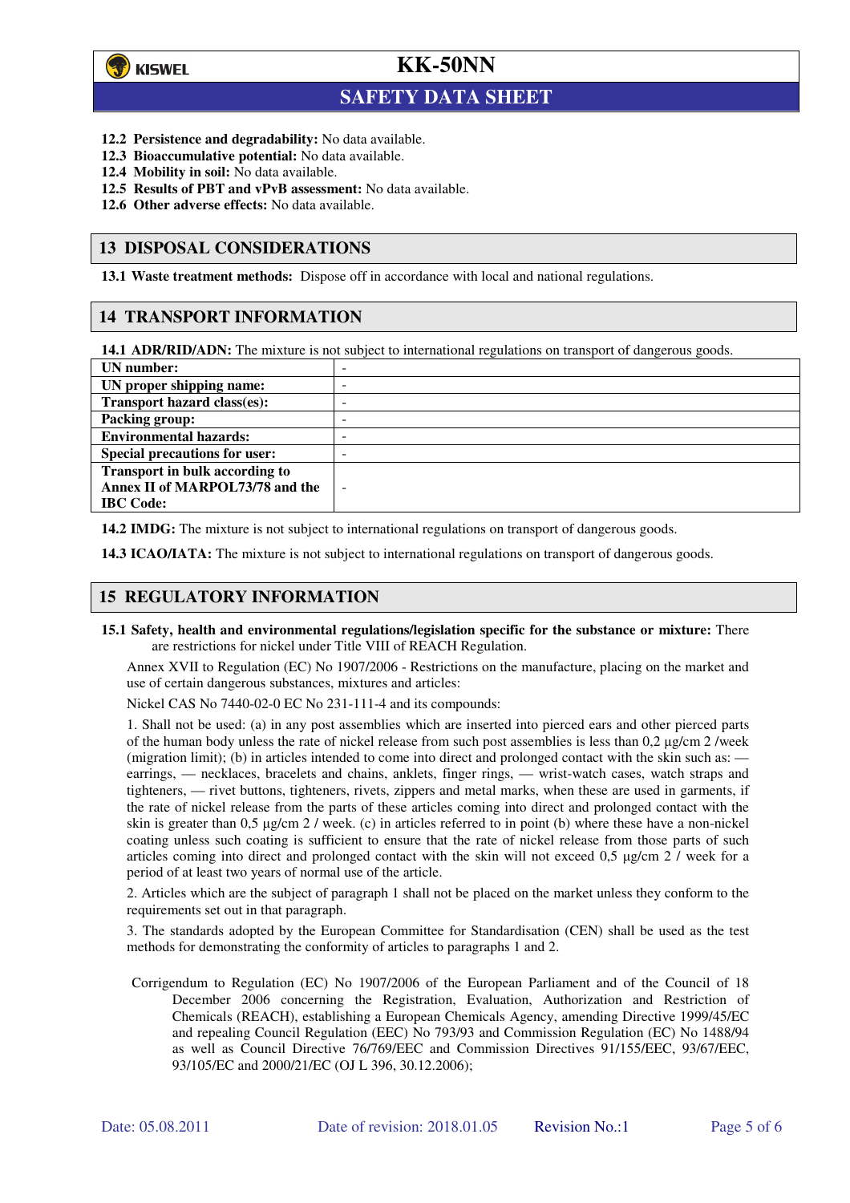**12.2 Persistence and degradability:** No data available.
**12.3 Bioaccumulative potential:** No data available.
**12.4 Mobility in soil:** No data available.
**12.5 Results of PBT and vPvB assessment:** No data available.
**12.6 Other adverse effects:** No data available.

## 13 DISPOSAL CONSIDERATIONS

**13.1 Waste treatment methods:** Dispose off in accordance with local and national regulations.

## 14 TRANSPORT INFORMATION

**14.1 ADR/RID/ADN:** The mixture is not subject to international regulations on transport of dangerous goods.

| | |
|---|---|
| **UN number:** | - |
| **UN proper shipping name:** | - |
| **Transport hazard class(es):** | - |
| **Packing group:** | - |
| **Environmental hazards:** | - |
| **Special precautions for user:** | - |
| **Transport in bulk according to Annex II of MARPOL73/78 and the IBC Code:** | - |

**14.2 IMDG:** The mixture is not subject to international regulations on transport of dangerous goods.

**14.3 ICAO/IATA:** The mixture is not subject to international regulations on transport of dangerous goods.

## 15 REGULATORY INFORMATION

**15.1 Safety, health and environmental regulations/legislation specific for the substance or mixture:** There are restrictions for nickel under Title VIII of REACH Regulation.

Annex XVII to Regulation (EC) No 1907/2006 - Restrictions on the manufacture, placing on the market and use of certain dangerous substances, mixtures and articles:

Nickel CAS No 7440-02-0 EC No 231-111-4 and its compounds:

1. Shall not be used: (a) in any post assemblies which are inserted into pierced ears and other pierced parts of the human body unless the rate of nickel release from such post assemblies is less than 0,2 µg/cm 2 /week (migration limit); (b) in articles intended to come into direct and prolonged contact with the skin such as: — earrings, — necklaces, bracelets and chains, anklets, finger rings, — wrist-watch cases, watch straps and tighteners, — rivet buttons, tighteners, rivets, zippers and metal marks, when these are used in garments, if the rate of nickel release from the parts of these articles coming into direct and prolonged contact with the skin is greater than 0,5 µg/cm 2 / week. (c) in articles referred to in point (b) where these have a non-nickel coating unless such coating is sufficient to ensure that the rate of nickel release from those parts of such articles coming into direct and prolonged contact with the skin will not exceed 0,5 µg/cm 2 / week for a period of at least two years of normal use of the article.

2. Articles which are the subject of paragraph 1 shall not be placed on the market unless they conform to the requirements set out in that paragraph.

3. The standards adopted by the European Committee for Standardisation (CEN) shall be used as the test methods for demonstrating the conformity of articles to paragraphs 1 and 2.

Corrigendum to Regulation (EC) No 1907/2006 of the European Parliament and of the Council of 18 December 2006 concerning the Registration, Evaluation, Authorization and Restriction of Chemicals (REACH), establishing a European Chemicals Agency, amending Directive 1999/45/EC and repealing Council Regulation (EEC) No 793/93 and Commission Regulation (EC) No 1488/94 as well as Council Directive 76/769/EEC and Commission Directives 91/155/EEC, 93/67/EEC, 93/105/EC and 2000/21/EC (OJ L 396, 30.12.2006);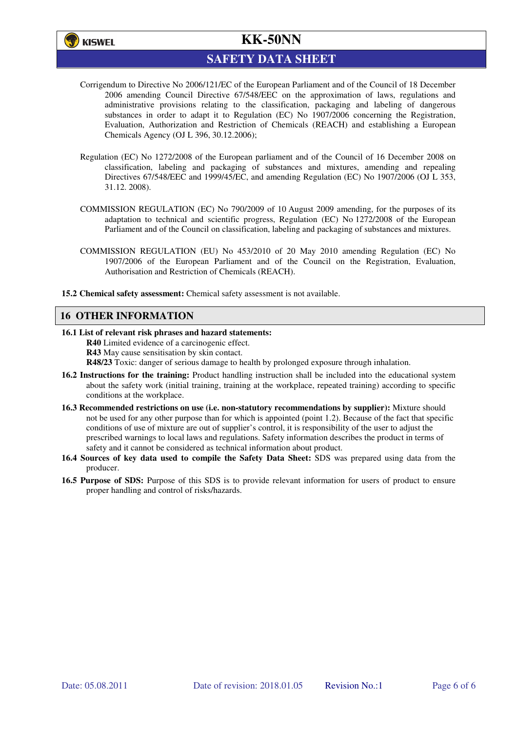Corrigendum to Directive No 2006/121/EC of the European Parliament and of the Council of 18 December 2006 amending Council Directive 67/548/EEC on the approximation of laws, regulations and administrative provisions relating to the classification, packaging and labeling of dangerous substances in order to adapt it to Regulation (EC) No 1907/2006 concerning the Registration, Evaluation, Authorization and Restriction of Chemicals (REACH) and establishing a European Chemicals Agency (OJ L 396, 30.12.2006);

Regulation (EC) No 1272/2008 of the European parliament and of the Council of 16 December 2008 on classification, labeling and packaging of substances and mixtures, amending and repealing Directives 67/548/EEC and 1999/45/EC, and amending Regulation (EC) No 1907/2006 (OJ L 353, 31.12. 2008).

COMMISSION REGULATION (EC) No 790/2009 of 10 August 2009 amending, for the purposes of its adaptation to technical and scientific progress, Regulation (EC) No 1272/2008 of the European Parliament and of the Council on classification, labeling and packaging of substances and mixtures.

COMMISSION REGULATION (EU) No 453/2010 of 20 May 2010 amending Regulation (EC) No 1907/2006 of the European Parliament and of the Council on the Registration, Evaluation, Authorisation and Restriction of Chemicals (REACH).

**15.2 Chemical safety assessment:** Chemical safety assessment is not available.

## 16 OTHER INFORMATION

**16.1 List of relevant risk phrases and hazard statements:**

**R40** Limited evidence of a carcinogenic effect.
**R43** May cause sensitisation by skin contact.
**R48/23** Toxic: danger of serious damage to health by prolonged exposure through inhalation.

**16.2 Instructions for the training:** Product handling instruction shall be included into the educational system about the safety work (initial training, training at the workplace, repeated training) according to specific conditions at the workplace.

**16.3 Recommended restrictions on use (i.e. non-statutory recommendations by supplier):** Mixture should not be used for any other purpose than for which is appointed (point 1.2). Because of the fact that specific conditions of use of mixture are out of supplier's control, it is responsibility of the user to adjust the prescribed warnings to local laws and regulations. Safety information describes the product in terms of safety and it cannot be considered as technical information about product.

**16.4 Sources of key data used to compile the Safety Data Sheet:** SDS was prepared using data from the producer.

**16.5 Purpose of SDS:** Purpose of this SDS is to provide relevant information for users of product to ensure proper handling and control of risks/hazards.